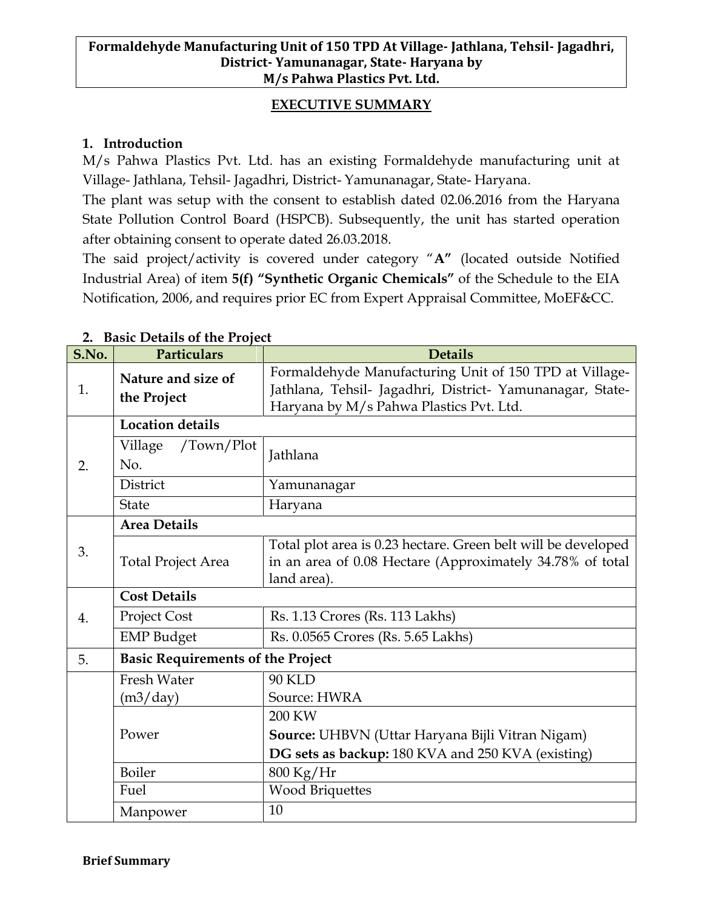**Formaldehyde Manufacturing Unit of 150 TPD At Village- Jathlana, Tehsil- Jagadhri, District- Yamunanagar, State- Haryana by M/s Pahwa Plastics Pvt. Ltd.**

## EXECUTIVE SUMMARY

### 1. Introduction

M/s Pahwa Plastics Pvt. Ltd. has an existing Formaldehyde manufacturing unit at Village- Jathlana, Tehsil- Jagadhri, District- Yamunanagar, State- Haryana.

The plant was setup with the consent to establish dated 02.06.2016 from the Haryana State Pollution Control Board (HSPCB). Subsequently, the unit has started operation after obtaining consent to operate dated 26.03.2018.

The said project/activity is covered under category "**A"** (located outside Notified Industrial Area) of item **5(f) "Synthetic Organic Chemicals"** of the Schedule to the EIA Notification, 2006, and requires prior EC from Expert Appraisal Committee, MoEF&CC.

### 2. Basic Details of the Project

| S.No. | Particulars | Details |
|---|---|---|
| 1. | **Nature and size of the Project** | Formaldehyde Manufacturing Unit of 150 TPD at Village- Jathlana, Tehsil- Jagadhri, District- Yamunanagar, State- Haryana by M/s Pahwa Plastics Pvt. Ltd. |
| 2. | **Location details** | |
| | Village /Town/Plot No. | Jathlana |
| | District | Yamunanagar |
| | State | Haryana |
| 3. | **Area Details** | |
| | Total Project Area | Total plot area is 0.23 hectare. Green belt will be developed in an area of 0.08 Hectare (Approximately 34.78% of total land area). |
| 4. | **Cost Details** | |
| | Project Cost | Rs. 1.13 Crores (Rs. 113 Lakhs) |
| | EMP Budget | Rs. 0.0565 Crores (Rs. 5.65 Lakhs) |
| 5. | **Basic Requirements of the Project** | |
| | Fresh Water ($m^3$/day) | 90 KLD<br>Source: HWRA |
| | Power | 200 KW<br>**Source:** UHBVN (Uttar Haryana Bijli Vitran Nigam)<br>**DG sets as backup:** 180 KVA and 250 KVA (existing) |
| | Boiler | 800 Kg/Hr |
| | Fuel | Wood Briquettes |
| | Manpower | 10 |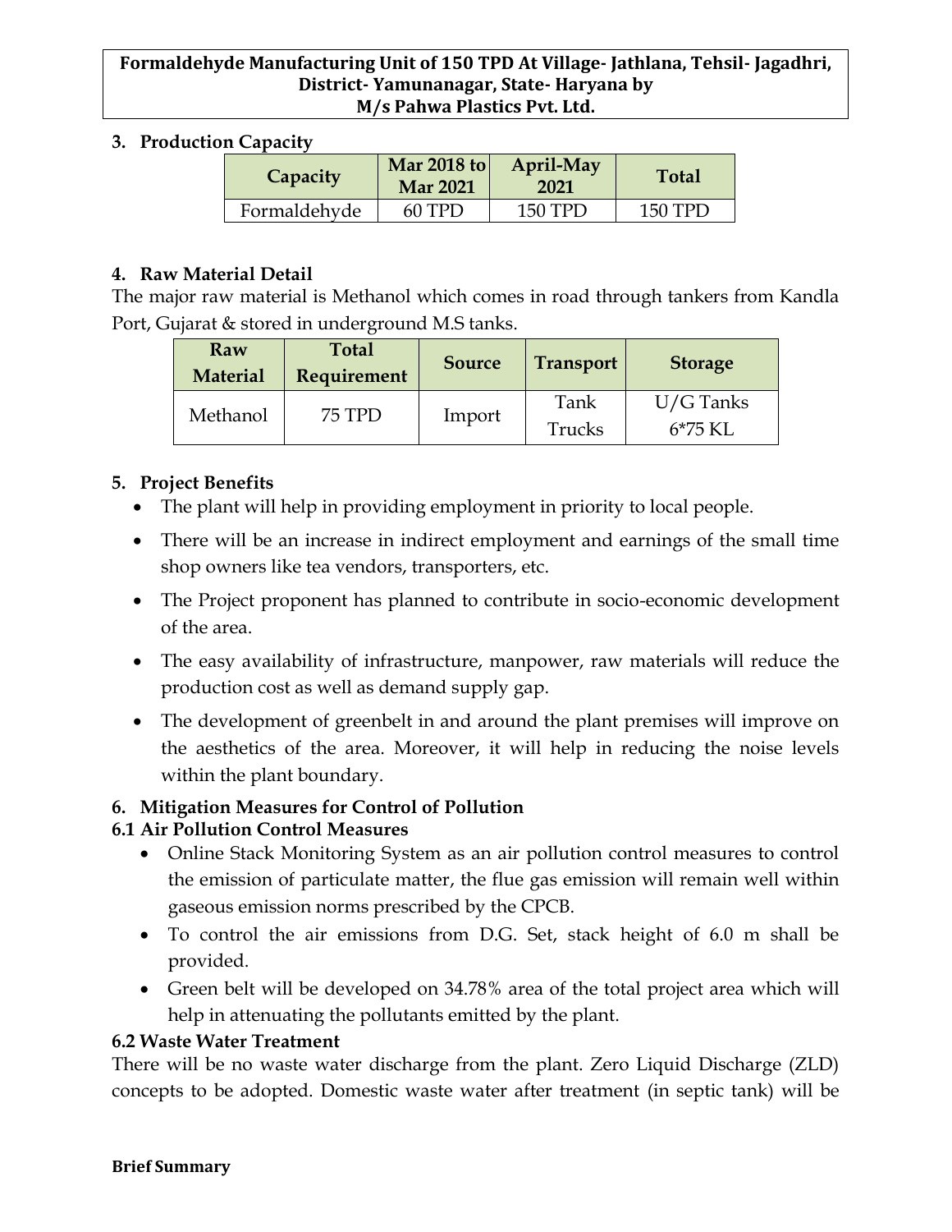### 3. Production Capacity

| Capacity | Mar 2018 to Mar 2021 | April-May 2021 | Total |
|---|---|---|---|
| Formaldehyde | 60 TPD | 150 TPD | 150 TPD |

### 4. Raw Material Detail

The major raw material is Methanol which comes in road through tankers from Kandla Port, Gujarat & stored in underground M.S tanks.

| Raw Material | Total Requirement | Source | Transport | Storage |
|---|---|---|---|---|
| Methanol | 75 TPD | Import | Tank Trucks | U/G Tanks 6*75 KL |

### 5. Project Benefits

- The plant will help in providing employment in priority to local people.
- There will be an increase in indirect employment and earnings of the small time shop owners like tea vendors, transporters, etc.
- The Project proponent has planned to contribute in socio-economic development of the area.
- The easy availability of infrastructure, manpower, raw materials will reduce the production cost as well as demand supply gap.
- The development of greenbelt in and around the plant premises will improve on the aesthetics of the area. Moreover, it will help in reducing the noise levels within the plant boundary.

### 6. Mitigation Measures for Control of Pollution

#### 6.1 Air Pollution Control Measures

- Online Stack Monitoring System as an air pollution control measures to control the emission of particulate matter, the flue gas emission will remain well within gaseous emission norms prescribed by the CPCB.
- To control the air emissions from D.G. Set, stack height of 6.0 m shall be provided.
- Green belt will be developed on 34.78% area of the total project area which will help in attenuating the pollutants emitted by the plant.

#### 6.2 Waste Water Treatment

There will be no waste water discharge from the plant. Zero Liquid Discharge (ZLD) concepts to be adopted. Domestic waste water after treatment (in septic tank) will be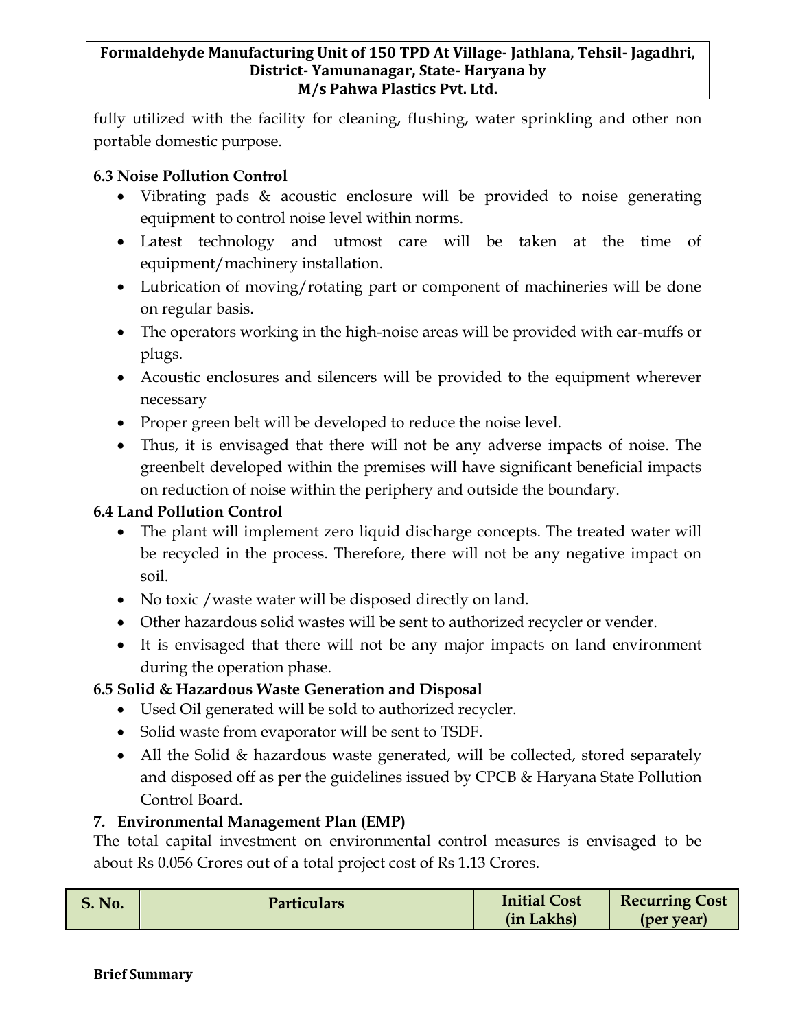fully utilized with the facility for cleaning, flushing, water sprinkling and other non portable domestic purpose.

### 6.3 Noise Pollution Control

- Vibrating pads & acoustic enclosure will be provided to noise generating equipment to control noise level within norms.
- Latest technology and utmost care will be taken at the time of equipment/machinery installation.
- Lubrication of moving/rotating part or component of machineries will be done on regular basis.
- The operators working in the high-noise areas will be provided with ear-muffs or plugs.
- Acoustic enclosures and silencers will be provided to the equipment wherever necessary
- Proper green belt will be developed to reduce the noise level.
- Thus, it is envisaged that there will not be any adverse impacts of noise. The greenbelt developed within the premises will have significant beneficial impacts on reduction of noise within the periphery and outside the boundary.

### 6.4 Land Pollution Control

- The plant will implement zero liquid discharge concepts. The treated water will be recycled in the process. Therefore, there will not be any negative impact on soil.
- No toxic /waste water will be disposed directly on land.
- Other hazardous solid wastes will be sent to authorized recycler or vender.
- It is envisaged that there will not be any major impacts on land environment during the operation phase.

### 6.5 Solid & Hazardous Waste Generation and Disposal

- Used Oil generated will be sold to authorized recycler.
- Solid waste from evaporator will be sent to TSDF.
- All the Solid & hazardous waste generated, will be collected, stored separately and disposed off as per the guidelines issued by CPCB & Haryana State Pollution Control Board.

## 7. Environmental Management Plan (EMP)

The total capital investment on environmental control measures is envisaged to be about Rs 0.056 Crores out of a total project cost of Rs 1.13 Crores.

| S. No. | Particulars | Initial Cost (in Lakhs) | Recurring Cost (per year) |
|---|---|---|---|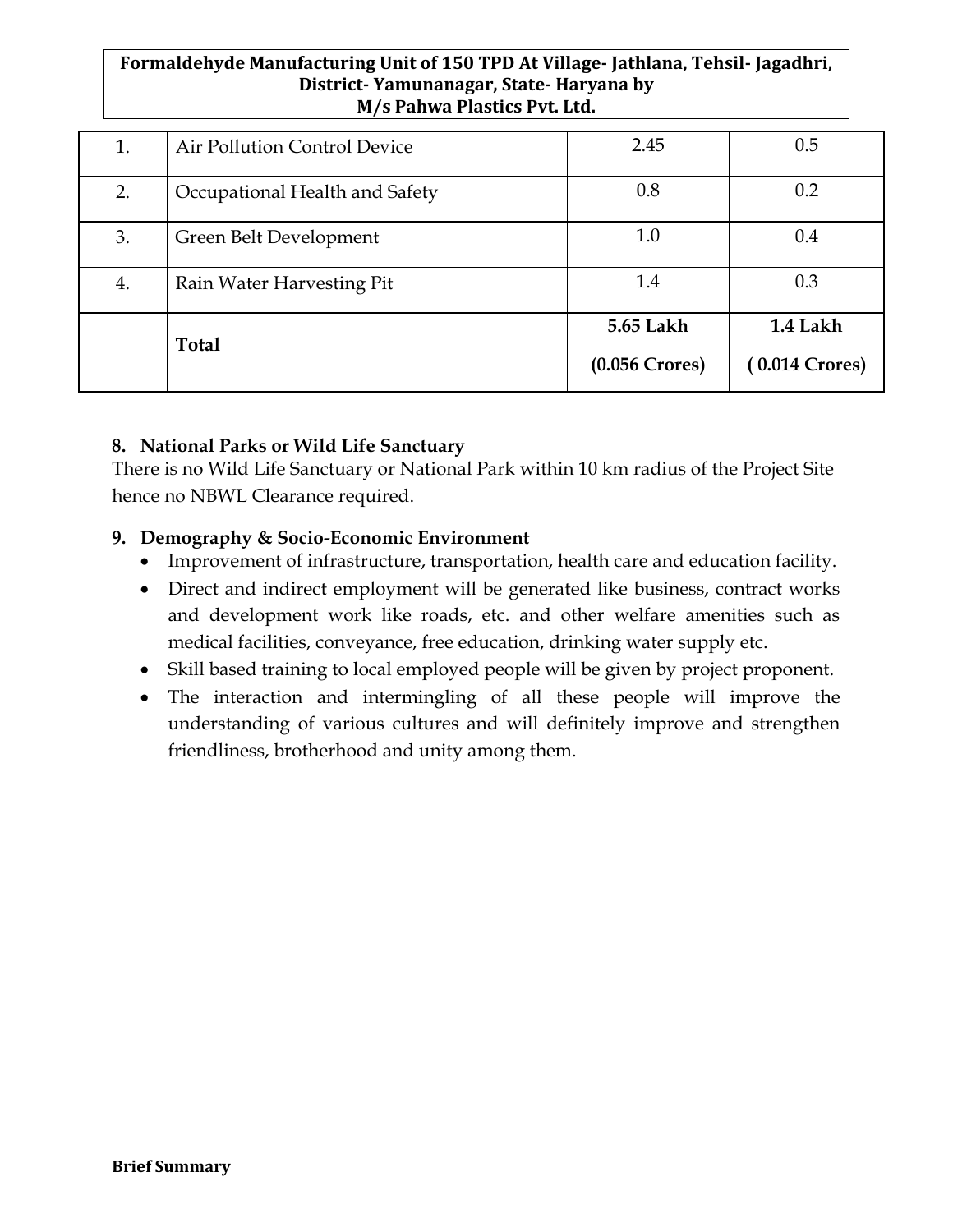| | | | |
|---|---|---|---|
| 1. | Air Pollution Control Device | 2.45 | 0.5 |
| 2. | Occupational Health and Safety | 0.8 | 0.2 |
| 3. | Green Belt Development | 1.0 | 0.4 |
| 4. | Rain Water Harvesting Pit | 1.4 | 0.3 |
| | **Total** | **5.65 Lakh (0.056 Crores)** | **1.4 Lakh ( 0.014 Crores)** |

**8. National Parks or Wild Life Sanctuary**

There is no Wild Life Sanctuary or National Park within 10 km radius of the Project Site hence no NBWL Clearance required.

**9. Demography & Socio-Economic Environment**

- Improvement of infrastructure, transportation, health care and education facility.
- Direct and indirect employment will be generated like business, contract works and development work like roads, etc. and other welfare amenities such as medical facilities, conveyance, free education, drinking water supply etc.
- Skill based training to local employed people will be given by project proponent.
- The interaction and intermingling of all these people will improve the understanding of various cultures and will definitely improve and strengthen friendliness, brotherhood and unity among them.